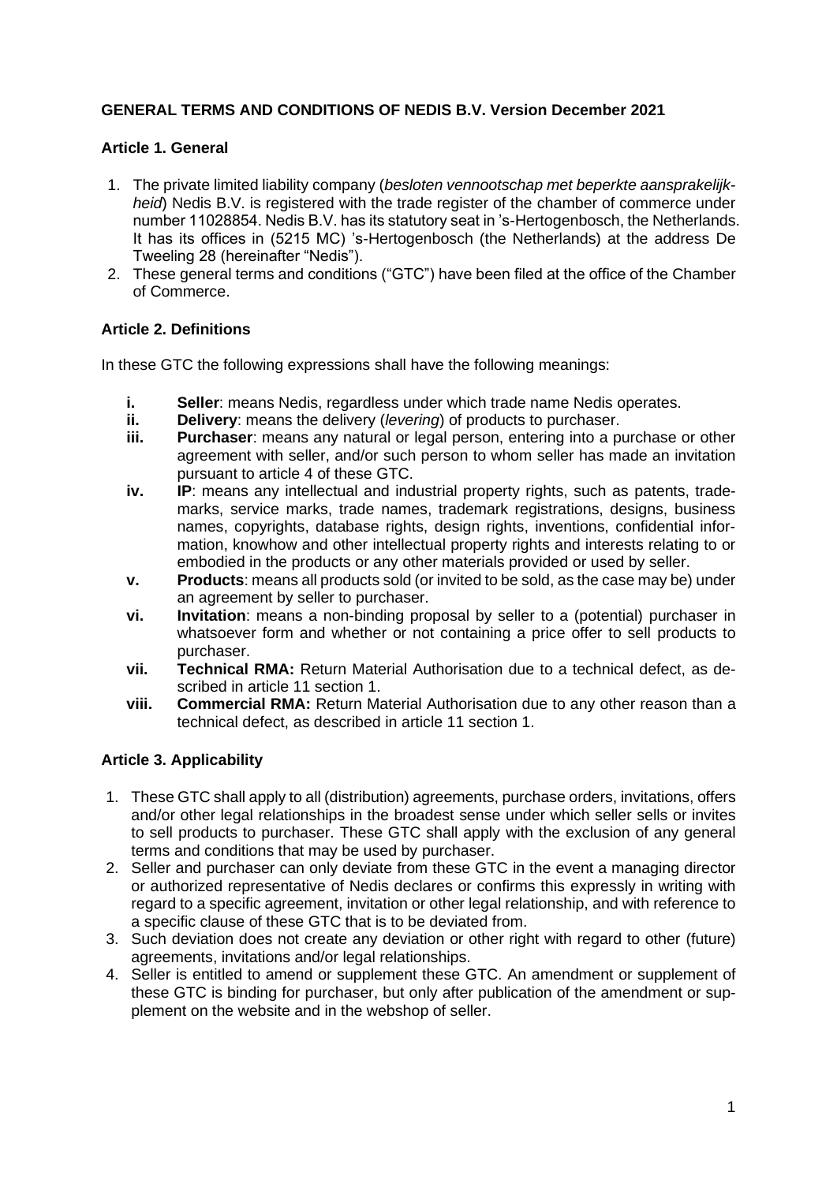**GENERAL TERMS AND CONDITIONS OF NEDIS B.V. Version December 2021**

**Article 1. General**

1. The private limited liability company (*besloten vennootschap met beperkte aansprakelijkheid*) Nedis B.V. is registered with the trade register of the chamber of commerce under number 11028854. Nedis B.V. has its statutory seat in 's-Hertogenbosch, the Netherlands. It has its offices in (5215 MC) 's-Hertogenbosch (the Netherlands) at the address De Tweeling 28 (hereinafter "Nedis").
2. These general terms and conditions ("GTC") have been filed at the office of the Chamber of Commerce.

**Article 2. Definitions**

In these GTC the following expressions shall have the following meanings:

- **i. Seller**: means Nedis, regardless under which trade name Nedis operates.
- **ii. Delivery**: means the delivery (*levering*) of products to purchaser.
- **iii. Purchaser**: means any natural or legal person, entering into a purchase or other agreement with seller, and/or such person to whom seller has made an invitation pursuant to article 4 of these GTC.
- **iv. IP**: means any intellectual and industrial property rights, such as patents, trademarks, service marks, trade names, trademark registrations, designs, business names, copyrights, database rights, design rights, inventions, confidential information, knowhow and other intellectual property rights and interests relating to or embodied in the products or any other materials provided or used by seller.
- **v. Products**: means all products sold (or invited to be sold, as the case may be) under an agreement by seller to purchaser.
- **vi. Invitation**: means a non-binding proposal by seller to a (potential) purchaser in whatsoever form and whether or not containing a price offer to sell products to purchaser.
- **vii. Technical RMA:** Return Material Authorisation due to a technical defect, as described in article 11 section 1.
- **viii. Commercial RMA:** Return Material Authorisation due to any other reason than a technical defect, as described in article 11 section 1.

**Article 3. Applicability**

1. These GTC shall apply to all (distribution) agreements, purchase orders, invitations, offers and/or other legal relationships in the broadest sense under which seller sells or invites to sell products to purchaser. These GTC shall apply with the exclusion of any general terms and conditions that may be used by purchaser.
2. Seller and purchaser can only deviate from these GTC in the event a managing director or authorized representative of Nedis declares or confirms this expressly in writing with regard to a specific agreement, invitation or other legal relationship, and with reference to a specific clause of these GTC that is to be deviated from.
3. Such deviation does not create any deviation or other right with regard to other (future) agreements, invitations and/or legal relationships.
4. Seller is entitled to amend or supplement these GTC. An amendment or supplement of these GTC is binding for purchaser, but only after publication of the amendment or supplement on the website and in the webshop of seller.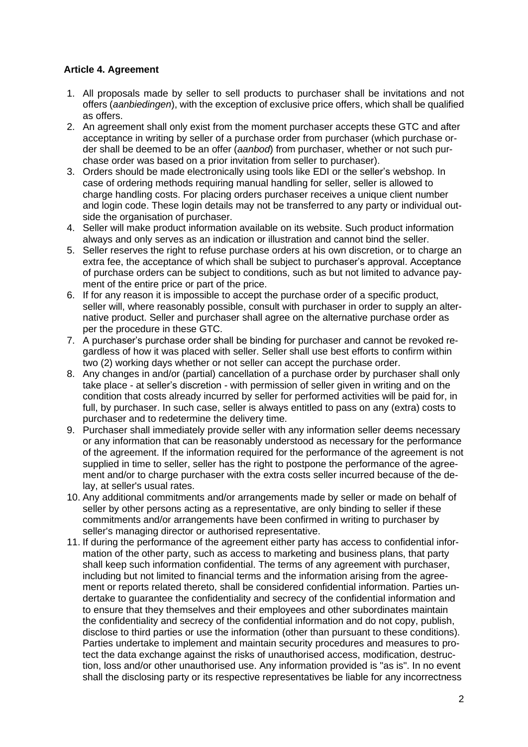### Article 4. Agreement

1. All proposals made by seller to sell products to purchaser shall be invitations and not offers (*aanbiedingen*), with the exception of exclusive price offers, which shall be qualified as offers.
2. An agreement shall only exist from the moment purchaser accepts these GTC and after acceptance in writing by seller of a purchase order from purchaser (which purchase order shall be deemed to be an offer (*aanbod*) from purchaser, whether or not such purchase order was based on a prior invitation from seller to purchaser).
3. Orders should be made electronically using tools like EDI or the seller's webshop. In case of ordering methods requiring manual handling for seller, seller is allowed to charge handling costs. For placing orders purchaser receives a unique client number and login code. These login details may not be transferred to any party or individual outside the organisation of purchaser.
4. Seller will make product information available on its website. Such product information always and only serves as an indication or illustration and cannot bind the seller.
5. Seller reserves the right to refuse purchase orders at his own discretion, or to charge an extra fee, the acceptance of which shall be subject to purchaser's approval. Acceptance of purchase orders can be subject to conditions, such as but not limited to advance payment of the entire price or part of the price.
6. If for any reason it is impossible to accept the purchase order of a specific product, seller will, where reasonably possible, consult with purchaser in order to supply an alternative product. Seller and purchaser shall agree on the alternative purchase order as per the procedure in these GTC.
7. A purchaser's purchase order shall be binding for purchaser and cannot be revoked regardless of how it was placed with seller. Seller shall use best efforts to confirm within two (2) working days whether or not seller can accept the purchase order.
8. Any changes in and/or (partial) cancellation of a purchase order by purchaser shall only take place - at seller's discretion - with permission of seller given in writing and on the condition that costs already incurred by seller for performed activities will be paid for, in full, by purchaser. In such case, seller is always entitled to pass on any (extra) costs to purchaser and to redetermine the delivery time.
9. Purchaser shall immediately provide seller with any information seller deems necessary or any information that can be reasonably understood as necessary for the performance of the agreement. If the information required for the performance of the agreement is not supplied in time to seller, seller has the right to postpone the performance of the agreement and/or to charge purchaser with the extra costs seller incurred because of the delay, at seller's usual rates.
10. Any additional commitments and/or arrangements made by seller or made on behalf of seller by other persons acting as a representative, are only binding to seller if these commitments and/or arrangements have been confirmed in writing to purchaser by seller's managing director or authorised representative.
11. If during the performance of the agreement either party has access to confidential information of the other party, such as access to marketing and business plans, that party shall keep such information confidential. The terms of any agreement with purchaser, including but not limited to financial terms and the information arising from the agreement or reports related thereto, shall be considered confidential information. Parties undertake to guarantee the confidentiality and secrecy of the confidential information and to ensure that they themselves and their employees and other subordinates maintain the confidentiality and secrecy of the confidential information and do not copy, publish, disclose to third parties or use the information (other than pursuant to these conditions). Parties undertake to implement and maintain security procedures and measures to protect the data exchange against the risks of unauthorised access, modification, destruction, loss and/or other unauthorised use. Any information provided is "as is". In no event shall the disclosing party or its respective representatives be liable for any incorrectness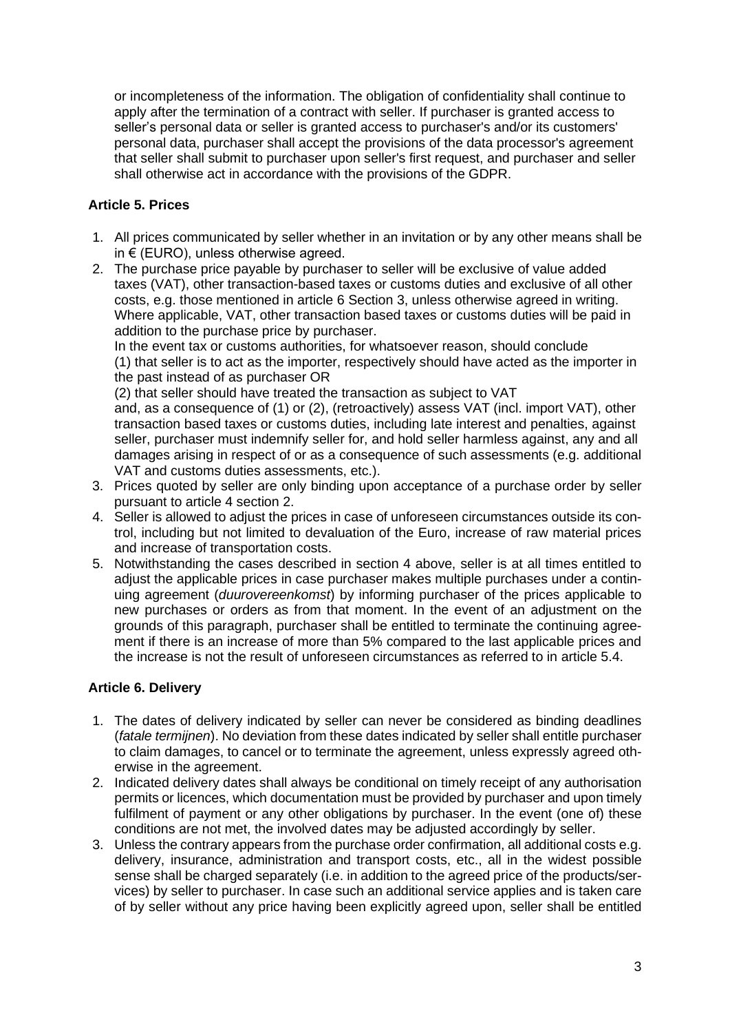or incompleteness of the information. The obligation of confidentiality shall continue to apply after the termination of a contract with seller. If purchaser is granted access to seller's personal data or seller is granted access to purchaser's and/or its customers' personal data, purchaser shall accept the provisions of the data processor's agreement that seller shall submit to purchaser upon seller's first request, and purchaser and seller shall otherwise act in accordance with the provisions of the GDPR.

**Article 5. Prices**

1. All prices communicated by seller whether in an invitation or by any other means shall be in € (EURO), unless otherwise agreed.
2. The purchase price payable by purchaser to seller will be exclusive of value added taxes (VAT), other transaction-based taxes or customs duties and exclusive of all other costs, e.g. those mentioned in article 6 Section 3, unless otherwise agreed in writing. Where applicable, VAT, other transaction based taxes or customs duties will be paid in addition to the purchase price by purchaser.
   In the event tax or customs authorities, for whatsoever reason, should conclude
   (1) that seller is to act as the importer, respectively should have acted as the importer in the past instead of as purchaser OR
   (2) that seller should have treated the transaction as subject to VAT
   and, as a consequence of (1) or (2), (retroactively) assess VAT (incl. import VAT), other transaction based taxes or customs duties, including late interest and penalties, against seller, purchaser must indemnify seller for, and hold seller harmless against, any and all damages arising in respect of or as a consequence of such assessments (e.g. additional VAT and customs duties assessments, etc.).
3. Prices quoted by seller are only binding upon acceptance of a purchase order by seller pursuant to article 4 section 2.
4. Seller is allowed to adjust the prices in case of unforeseen circumstances outside its control, including but not limited to devaluation of the Euro, increase of raw material prices and increase of transportation costs.
5. Notwithstanding the cases described in section 4 above, seller is at all times entitled to adjust the applicable prices in case purchaser makes multiple purchases under a continuing agreement (*duurovereenkomst*) by informing purchaser of the prices applicable to new purchases or orders as from that moment. In the event of an adjustment on the grounds of this paragraph, purchaser shall be entitled to terminate the continuing agreement if there is an increase of more than 5% compared to the last applicable prices and the increase is not the result of unforeseen circumstances as referred to in article 5.4.

**Article 6. Delivery**

1. The dates of delivery indicated by seller can never be considered as binding deadlines (*fatale termijnen*). No deviation from these dates indicated by seller shall entitle purchaser to claim damages, to cancel or to terminate the agreement, unless expressly agreed otherwise in the agreement.
2. Indicated delivery dates shall always be conditional on timely receipt of any authorisation permits or licences, which documentation must be provided by purchaser and upon timely fulfilment of payment or any other obligations by purchaser. In the event (one of) these conditions are not met, the involved dates may be adjusted accordingly by seller.
3. Unless the contrary appears from the purchase order confirmation, all additional costs e.g. delivery, insurance, administration and transport costs, etc., all in the widest possible sense shall be charged separately (i.e. in addition to the agreed price of the products/services) by seller to purchaser. In case such an additional service applies and is taken care of by seller without any price having been explicitly agreed upon, seller shall be entitled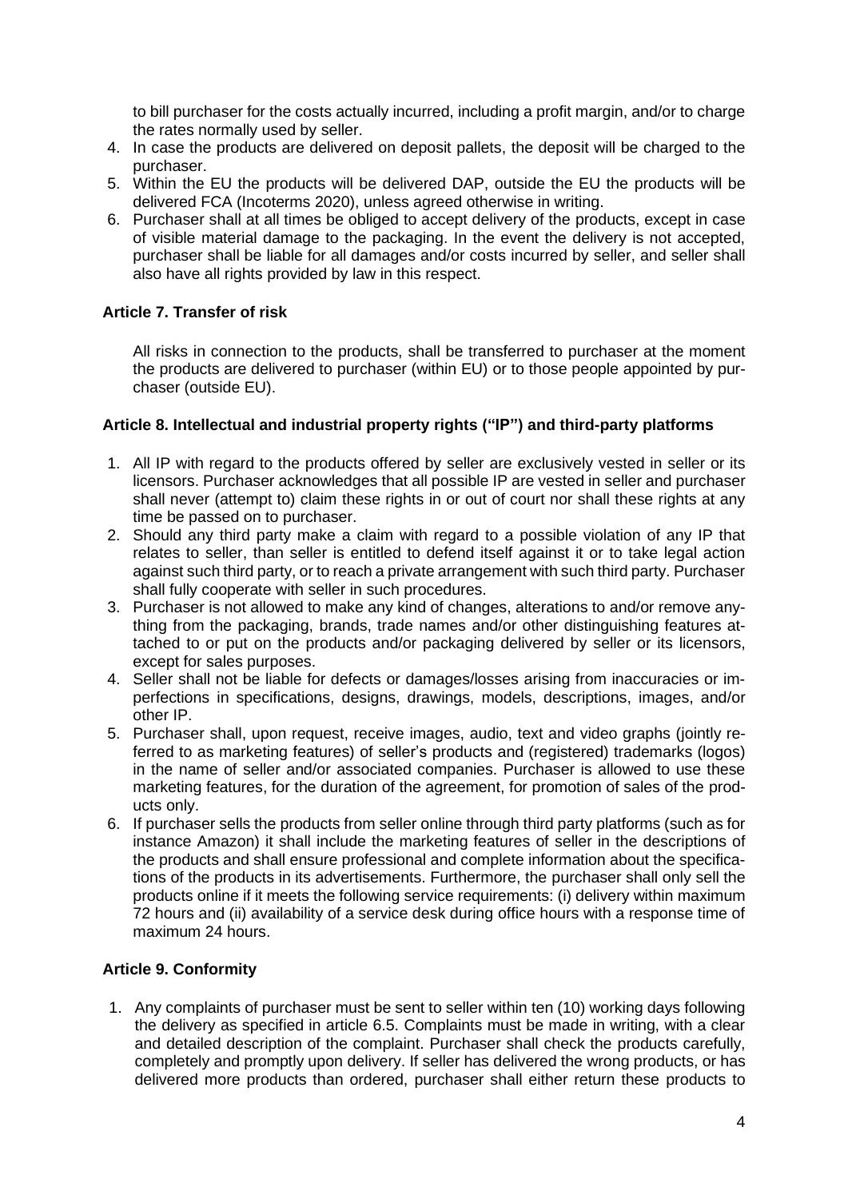to bill purchaser for the costs actually incurred, including a profit margin, and/or to charge the rates normally used by seller.

4. In case the products are delivered on deposit pallets, the deposit will be charged to the purchaser.
5. Within the EU the products will be delivered DAP, outside the EU the products will be delivered FCA (Incoterms 2020), unless agreed otherwise in writing.
6. Purchaser shall at all times be obliged to accept delivery of the products, except in case of visible material damage to the packaging. In the event the delivery is not accepted, purchaser shall be liable for all damages and/or costs incurred by seller, and seller shall also have all rights provided by law in this respect.

**Article 7. Transfer of risk**

All risks in connection to the products, shall be transferred to purchaser at the moment the products are delivered to purchaser (within EU) or to those people appointed by purchaser (outside EU).

**Article 8. Intellectual and industrial property rights ("IP") and third-party platforms**

1. All IP with regard to the products offered by seller are exclusively vested in seller or its licensors. Purchaser acknowledges that all possible IP are vested in seller and purchaser shall never (attempt to) claim these rights in or out of court nor shall these rights at any time be passed on to purchaser.
2. Should any third party make a claim with regard to a possible violation of any IP that relates to seller, than seller is entitled to defend itself against it or to take legal action against such third party, or to reach a private arrangement with such third party. Purchaser shall fully cooperate with seller in such procedures.
3. Purchaser is not allowed to make any kind of changes, alterations to and/or remove anything from the packaging, brands, trade names and/or other distinguishing features attached to or put on the products and/or packaging delivered by seller or its licensors, except for sales purposes.
4. Seller shall not be liable for defects or damages/losses arising from inaccuracies or imperfections in specifications, designs, drawings, models, descriptions, images, and/or other IP.
5. Purchaser shall, upon request, receive images, audio, text and video graphs (jointly referred to as marketing features) of seller's products and (registered) trademarks (logos) in the name of seller and/or associated companies. Purchaser is allowed to use these marketing features, for the duration of the agreement, for promotion of sales of the products only.
6. If purchaser sells the products from seller online through third party platforms (such as for instance Amazon) it shall include the marketing features of seller in the descriptions of the products and shall ensure professional and complete information about the specifications of the products in its advertisements. Furthermore, the purchaser shall only sell the products online if it meets the following service requirements: (i) delivery within maximum 72 hours and (ii) availability of a service desk during office hours with a response time of maximum 24 hours.

**Article 9. Conformity**

1. Any complaints of purchaser must be sent to seller within ten (10) working days following the delivery as specified in article 6.5. Complaints must be made in writing, with a clear and detailed description of the complaint. Purchaser shall check the products carefully, completely and promptly upon delivery. If seller has delivered the wrong products, or has delivered more products than ordered, purchaser shall either return these products to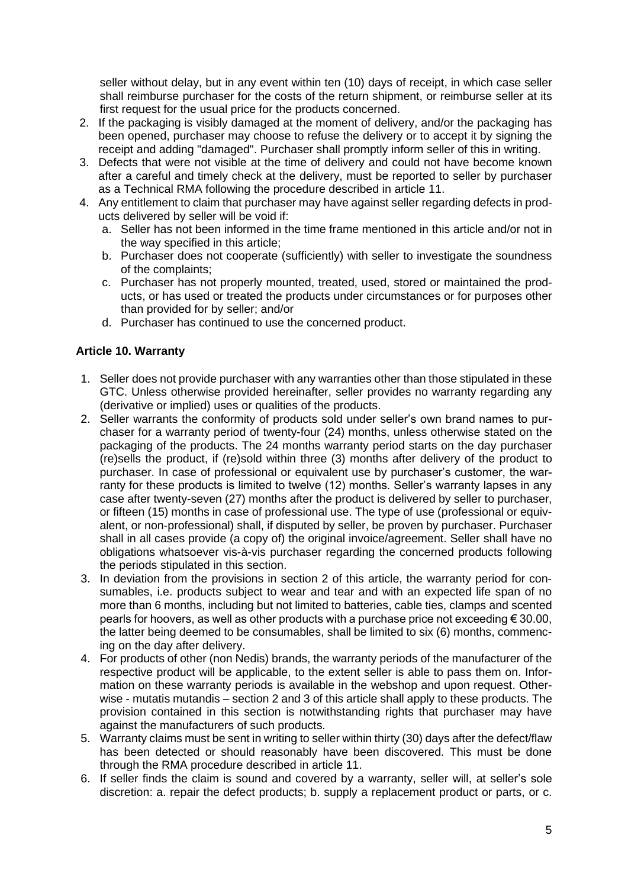seller without delay, but in any event within ten (10) days of receipt, in which case seller shall reimburse purchaser for the costs of the return shipment, or reimburse seller at its first request for the usual price for the products concerned.

2. If the packaging is visibly damaged at the moment of delivery, and/or the packaging has been opened, purchaser may choose to refuse the delivery or to accept it by signing the receipt and adding "damaged". Purchaser shall promptly inform seller of this in writing.
3. Defects that were not visible at the time of delivery and could not have become known after a careful and timely check at the delivery, must be reported to seller by purchaser as a Technical RMA following the procedure described in article 11.
4. Any entitlement to claim that purchaser may have against seller regarding defects in products delivered by seller will be void if:
   a. Seller has not been informed in the time frame mentioned in this article and/or not in the way specified in this article;
   b. Purchaser does not cooperate (sufficiently) with seller to investigate the soundness of the complaints;
   c. Purchaser has not properly mounted, treated, used, stored or maintained the products, or has used or treated the products under circumstances or for purposes other than provided for by seller; and/or
   d. Purchaser has continued to use the concerned product.

#### Article 10. Warranty

1. Seller does not provide purchaser with any warranties other than those stipulated in these GTC. Unless otherwise provided hereinafter, seller provides no warranty regarding any (derivative or implied) uses or qualities of the products.
2. Seller warrants the conformity of products sold under seller's own brand names to purchaser for a warranty period of twenty-four (24) months, unless otherwise stated on the packaging of the products. The 24 months warranty period starts on the day purchaser (re)sells the product, if (re)sold within three (3) months after delivery of the product to purchaser. In case of professional or equivalent use by purchaser's customer, the warranty for these products is limited to twelve (12) months. Seller's warranty lapses in any case after twenty-seven (27) months after the product is delivered by seller to purchaser, or fifteen (15) months in case of professional use. The type of use (professional or equivalent, or non-professional) shall, if disputed by seller, be proven by purchaser. Purchaser shall in all cases provide (a copy of) the original invoice/agreement. Seller shall have no obligations whatsoever vis-à-vis purchaser regarding the concerned products following the periods stipulated in this section.
3. In deviation from the provisions in section 2 of this article, the warranty period for consumables, i.e. products subject to wear and tear and with an expected life span of no more than 6 months, including but not limited to batteries, cable ties, clamps and scented pearls for hoovers, as well as other products with a purchase price not exceeding € 30.00, the latter being deemed to be consumables, shall be limited to six (6) months, commencing on the day after delivery.
4. For products of other (non Nedis) brands, the warranty periods of the manufacturer of the respective product will be applicable, to the extent seller is able to pass them on. Information on these warranty periods is available in the webshop and upon request. Otherwise - mutatis mutandis – section 2 and 3 of this article shall apply to these products. The provision contained in this section is notwithstanding rights that purchaser may have against the manufacturers of such products.
5. Warranty claims must be sent in writing to seller within thirty (30) days after the defect/flaw has been detected or should reasonably have been discovered. This must be done through the RMA procedure described in article 11.
6. If seller finds the claim is sound and covered by a warranty, seller will, at seller's sole discretion: a. repair the defect products; b. supply a replacement product or parts, or c.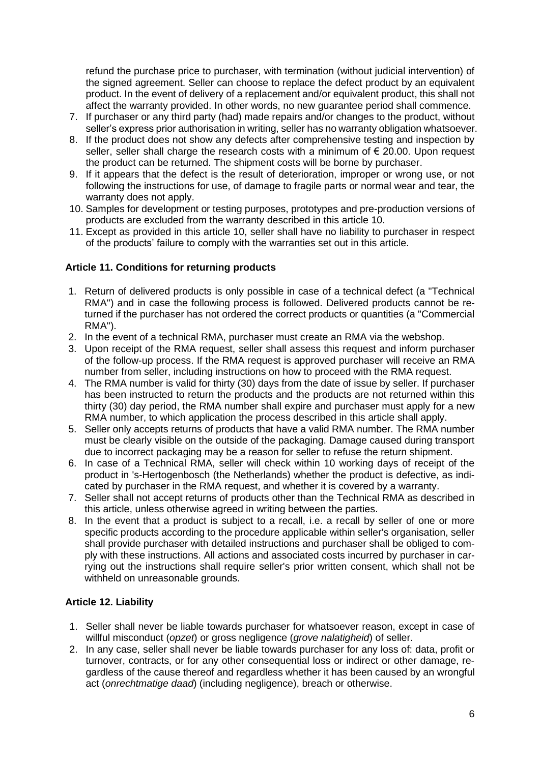refund the purchase price to purchaser, with termination (without judicial intervention) of the signed agreement. Seller can choose to replace the defect product by an equivalent product. In the event of delivery of a replacement and/or equivalent product, this shall not affect the warranty provided. In other words, no new guarantee period shall commence.

7. If purchaser or any third party (had) made repairs and/or changes to the product, without seller's express prior authorisation in writing, seller has no warranty obligation whatsoever.
8. If the product does not show any defects after comprehensive testing and inspection by seller, seller shall charge the research costs with a minimum of € 20.00. Upon request the product can be returned. The shipment costs will be borne by purchaser.
9. If it appears that the defect is the result of deterioration, improper or wrong use, or not following the instructions for use, of damage to fragile parts or normal wear and tear, the warranty does not apply.
10. Samples for development or testing purposes, prototypes and pre-production versions of products are excluded from the warranty described in this article 10.
11. Except as provided in this article 10, seller shall have no liability to purchaser in respect of the products' failure to comply with the warranties set out in this article.

### Article 11. Conditions for returning products

1. Return of delivered products is only possible in case of a technical defect (a "Technical RMA") and in case the following process is followed. Delivered products cannot be returned if the purchaser has not ordered the correct products or quantities (a "Commercial RMA").
2. In the event of a technical RMA, purchaser must create an RMA via the webshop.
3. Upon receipt of the RMA request, seller shall assess this request and inform purchaser of the follow-up process. If the RMA request is approved purchaser will receive an RMA number from seller, including instructions on how to proceed with the RMA request.
4. The RMA number is valid for thirty (30) days from the date of issue by seller. If purchaser has been instructed to return the products and the products are not returned within this thirty (30) day period, the RMA number shall expire and purchaser must apply for a new RMA number, to which application the process described in this article shall apply.
5. Seller only accepts returns of products that have a valid RMA number. The RMA number must be clearly visible on the outside of the packaging. Damage caused during transport due to incorrect packaging may be a reason for seller to refuse the return shipment.
6. In case of a Technical RMA, seller will check within 10 working days of receipt of the product in 's-Hertogenbosch (the Netherlands) whether the product is defective, as indicated by purchaser in the RMA request, and whether it is covered by a warranty.
7. Seller shall not accept returns of products other than the Technical RMA as described in this article, unless otherwise agreed in writing between the parties.
8. In the event that a product is subject to a recall, i.e. a recall by seller of one or more specific products according to the procedure applicable within seller's organisation, seller shall provide purchaser with detailed instructions and purchaser shall be obliged to comply with these instructions. All actions and associated costs incurred by purchaser in carrying out the instructions shall require seller's prior written consent, which shall not be withheld on unreasonable grounds.

### Article 12. Liability

1. Seller shall never be liable towards purchaser for whatsoever reason, except in case of willful misconduct (*opzet*) or gross negligence (*grove nalatigheid*) of seller.
2. In any case, seller shall never be liable towards purchaser for any loss of: data, profit or turnover, contracts, or for any other consequential loss or indirect or other damage, regardless of the cause thereof and regardless whether it has been caused by an wrongful act (*onrechtmatige daad*) (including negligence), breach or otherwise.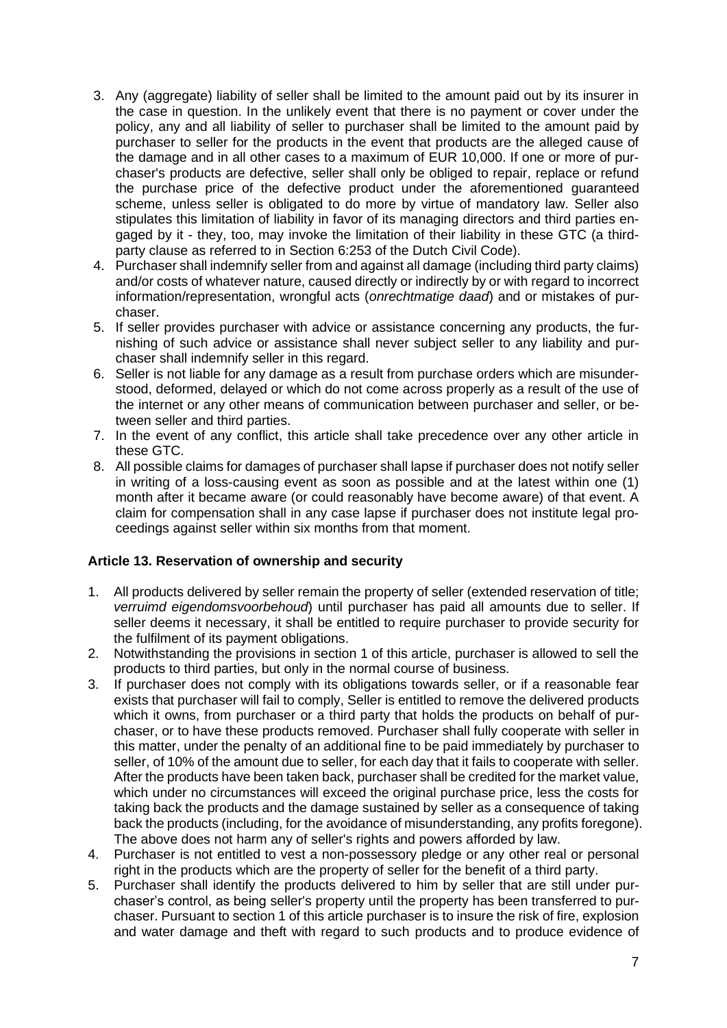3. Any (aggregate) liability of seller shall be limited to the amount paid out by its insurer in the case in question. In the unlikely event that there is no payment or cover under the policy, any and all liability of seller to purchaser shall be limited to the amount paid by purchaser to seller for the products in the event that products are the alleged cause of the damage and in all other cases to a maximum of EUR 10,000. If one or more of purchaser's products are defective, seller shall only be obliged to repair, replace or refund the purchase price of the defective product under the aforementioned guaranteed scheme, unless seller is obligated to do more by virtue of mandatory law. Seller also stipulates this limitation of liability in favor of its managing directors and third parties engaged by it - they, too, may invoke the limitation of their liability in these GTC (a third-party clause as referred to in Section 6:253 of the Dutch Civil Code).
4. Purchaser shall indemnify seller from and against all damage (including third party claims) and/or costs of whatever nature, caused directly or indirectly by or with regard to incorrect information/representation, wrongful acts (*onrechtmatige daad*) and or mistakes of purchaser.
5. If seller provides purchaser with advice or assistance concerning any products, the furnishing of such advice or assistance shall never subject seller to any liability and purchaser shall indemnify seller in this regard.
6. Seller is not liable for any damage as a result from purchase orders which are misunderstood, deformed, delayed or which do not come across properly as a result of the use of the internet or any other means of communication between purchaser and seller, or between seller and third parties.
7. In the event of any conflict, this article shall take precedence over any other article in these GTC.
8. All possible claims for damages of purchaser shall lapse if purchaser does not notify seller in writing of a loss-causing event as soon as possible and at the latest within one (1) month after it became aware (or could reasonably have become aware) of that event. A claim for compensation shall in any case lapse if purchaser does not institute legal proceedings against seller within six months from that moment.

**Article 13. Reservation of ownership and security**

1. All products delivered by seller remain the property of seller (extended reservation of title; *verruimd eigendomsvoorbehoud*) until purchaser has paid all amounts due to seller. If seller deems it necessary, it shall be entitled to require purchaser to provide security for the fulfilment of its payment obligations.
2. Notwithstanding the provisions in section 1 of this article, purchaser is allowed to sell the products to third parties, but only in the normal course of business.
3. If purchaser does not comply with its obligations towards seller, or if a reasonable fear exists that purchaser will fail to comply, Seller is entitled to remove the delivered products which it owns, from purchaser or a third party that holds the products on behalf of purchaser, or to have these products removed. Purchaser shall fully cooperate with seller in this matter, under the penalty of an additional fine to be paid immediately by purchaser to seller, of 10% of the amount due to seller, for each day that it fails to cooperate with seller. After the products have been taken back, purchaser shall be credited for the market value, which under no circumstances will exceed the original purchase price, less the costs for taking back the products and the damage sustained by seller as a consequence of taking back the products (including, for the avoidance of misunderstanding, any profits foregone). The above does not harm any of seller's rights and powers afforded by law.
4. Purchaser is not entitled to vest a non-possessory pledge or any other real or personal right in the products which are the property of seller for the benefit of a third party.
5. Purchaser shall identify the products delivered to him by seller that are still under purchaser's control, as being seller's property until the property has been transferred to purchaser. Pursuant to section 1 of this article purchaser is to insure the risk of fire, explosion and water damage and theft with regard to such products and to produce evidence of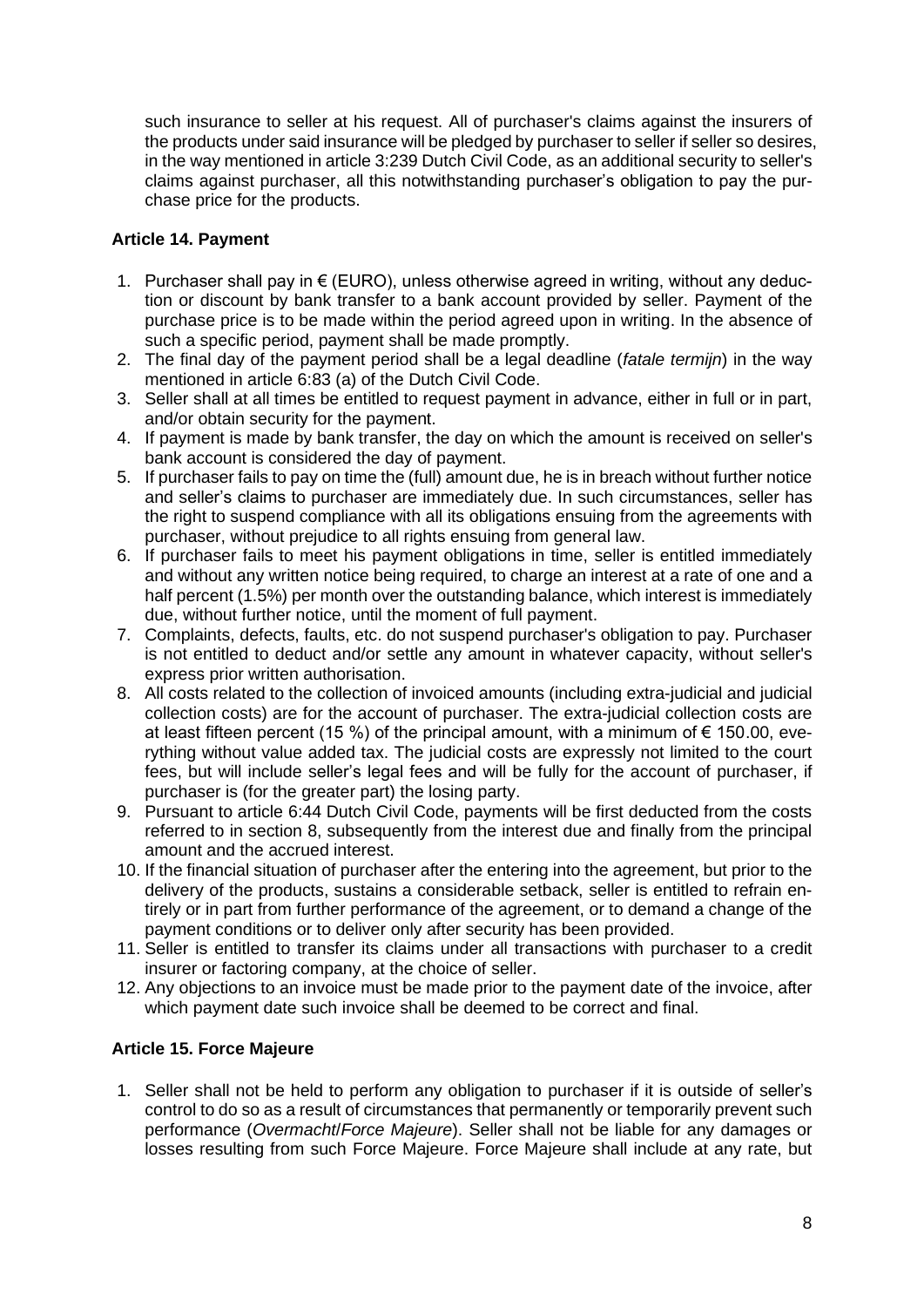such insurance to seller at his request. All of purchaser's claims against the insurers of the products under said insurance will be pledged by purchaser to seller if seller so desires, in the way mentioned in article 3:239 Dutch Civil Code, as an additional security to seller's claims against purchaser, all this notwithstanding purchaser's obligation to pay the purchase price for the products.

**Article 14. Payment**

1. Purchaser shall pay in € (EURO), unless otherwise agreed in writing, without any deduction or discount by bank transfer to a bank account provided by seller. Payment of the purchase price is to be made within the period agreed upon in writing. In the absence of such a specific period, payment shall be made promptly.
2. The final day of the payment period shall be a legal deadline (*fatale termijn*) in the way mentioned in article 6:83 (a) of the Dutch Civil Code.
3. Seller shall at all times be entitled to request payment in advance, either in full or in part, and/or obtain security for the payment.
4. If payment is made by bank transfer, the day on which the amount is received on seller's bank account is considered the day of payment.
5. If purchaser fails to pay on time the (full) amount due, he is in breach without further notice and seller's claims to purchaser are immediately due. In such circumstances, seller has the right to suspend compliance with all its obligations ensuing from the agreements with purchaser, without prejudice to all rights ensuing from general law.
6. If purchaser fails to meet his payment obligations in time, seller is entitled immediately and without any written notice being required, to charge an interest at a rate of one and a half percent (1.5%) per month over the outstanding balance, which interest is immediately due, without further notice, until the moment of full payment.
7. Complaints, defects, faults, etc. do not suspend purchaser's obligation to pay. Purchaser is not entitled to deduct and/or settle any amount in whatever capacity, without seller's express prior written authorisation.
8. All costs related to the collection of invoiced amounts (including extra-judicial and judicial collection costs) are for the account of purchaser. The extra-judicial collection costs are at least fifteen percent (15 %) of the principal amount, with a minimum of € 150.00, everything without value added tax. The judicial costs are expressly not limited to the court fees, but will include seller's legal fees and will be fully for the account of purchaser, if purchaser is (for the greater part) the losing party.
9. Pursuant to article 6:44 Dutch Civil Code, payments will be first deducted from the costs referred to in section 8, subsequently from the interest due and finally from the principal amount and the accrued interest.
10. If the financial situation of purchaser after the entering into the agreement, but prior to the delivery of the products, sustains a considerable setback, seller is entitled to refrain entirely or in part from further performance of the agreement, or to demand a change of the payment conditions or to deliver only after security has been provided.
11. Seller is entitled to transfer its claims under all transactions with purchaser to a credit insurer or factoring company, at the choice of seller.
12. Any objections to an invoice must be made prior to the payment date of the invoice, after which payment date such invoice shall be deemed to be correct and final.

**Article 15. Force Majeure**

1. Seller shall not be held to perform any obligation to purchaser if it is outside of seller's control to do so as a result of circumstances that permanently or temporarily prevent such performance (*Overmacht*/*Force Majeure*). Seller shall not be liable for any damages or losses resulting from such Force Majeure. Force Majeure shall include at any rate, but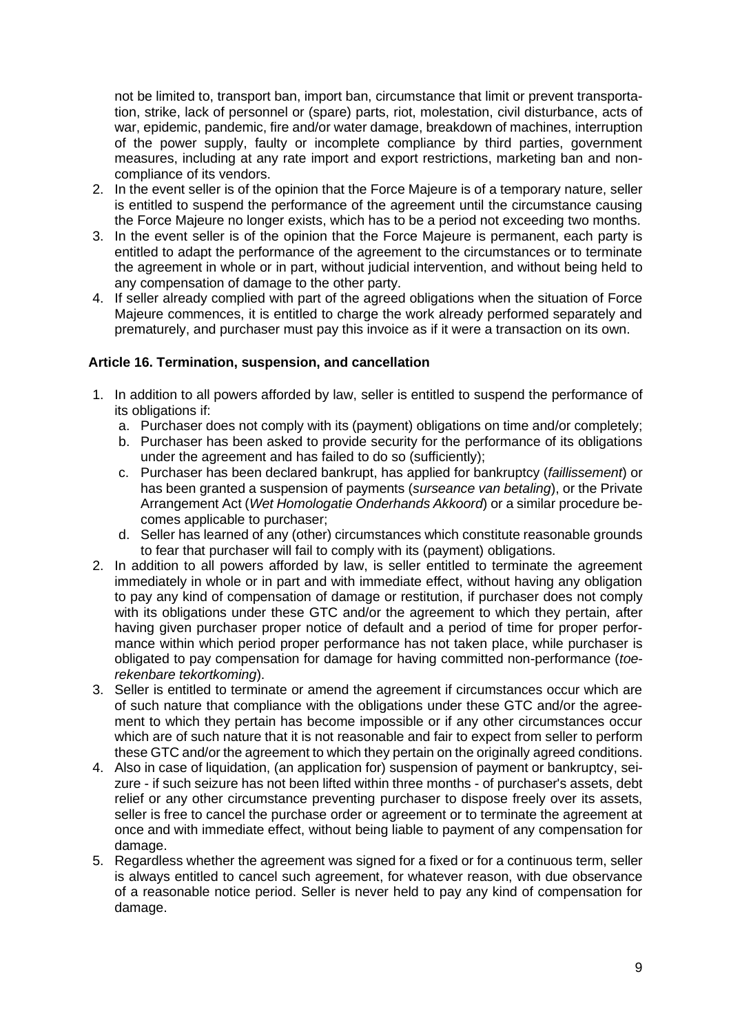not be limited to, transport ban, import ban, circumstance that limit or prevent transportation, strike, lack of personnel or (spare) parts, riot, molestation, civil disturbance, acts of war, epidemic, pandemic, fire and/or water damage, breakdown of machines, interruption of the power supply, faulty or incomplete compliance by third parties, government measures, including at any rate import and export restrictions, marketing ban and non-compliance of its vendors.

2. In the event seller is of the opinion that the Force Majeure is of a temporary nature, seller is entitled to suspend the performance of the agreement until the circumstance causing the Force Majeure no longer exists, which has to be a period not exceeding two months.
3. In the event seller is of the opinion that the Force Majeure is permanent, each party is entitled to adapt the performance of the agreement to the circumstances or to terminate the agreement in whole or in part, without judicial intervention, and without being held to any compensation of damage to the other party.
4. If seller already complied with part of the agreed obligations when the situation of Force Majeure commences, it is entitled to charge the work already performed separately and prematurely, and purchaser must pay this invoice as if it were a transaction on its own.

**Article 16. Termination, suspension, and cancellation**

1. In addition to all powers afforded by law, seller is entitled to suspend the performance of its obligations if:
   a. Purchaser does not comply with its (payment) obligations on time and/or completely;
   b. Purchaser has been asked to provide security for the performance of its obligations under the agreement and has failed to do so (sufficiently);
   c. Purchaser has been declared bankrupt, has applied for bankruptcy (*faillissement*) or has been granted a suspension of payments (*surseance van betaling*), or the Private Arrangement Act (*Wet Homologatie Onderhands Akkoord*) or a similar procedure becomes applicable to purchaser;
   d. Seller has learned of any (other) circumstances which constitute reasonable grounds to fear that purchaser will fail to comply with its (payment) obligations.
2. In addition to all powers afforded by law, is seller entitled to terminate the agreement immediately in whole or in part and with immediate effect, without having any obligation to pay any kind of compensation of damage or restitution, if purchaser does not comply with its obligations under these GTC and/or the agreement to which they pertain, after having given purchaser proper notice of default and a period of time for proper performance within which period proper performance has not taken place, while purchaser is obligated to pay compensation for damage for having committed non-performance (*toerekenbare tekortkoming*).
3. Seller is entitled to terminate or amend the agreement if circumstances occur which are of such nature that compliance with the obligations under these GTC and/or the agreement to which they pertain has become impossible or if any other circumstances occur which are of such nature that it is not reasonable and fair to expect from seller to perform these GTC and/or the agreement to which they pertain on the originally agreed conditions.
4. Also in case of liquidation, (an application for) suspension of payment or bankruptcy, seizure - if such seizure has not been lifted within three months - of purchaser's assets, debt relief or any other circumstance preventing purchaser to dispose freely over its assets, seller is free to cancel the purchase order or agreement or to terminate the agreement at once and with immediate effect, without being liable to payment of any compensation for damage.
5. Regardless whether the agreement was signed for a fixed or for a continuous term, seller is always entitled to cancel such agreement, for whatever reason, with due observance of a reasonable notice period. Seller is never held to pay any kind of compensation for damage.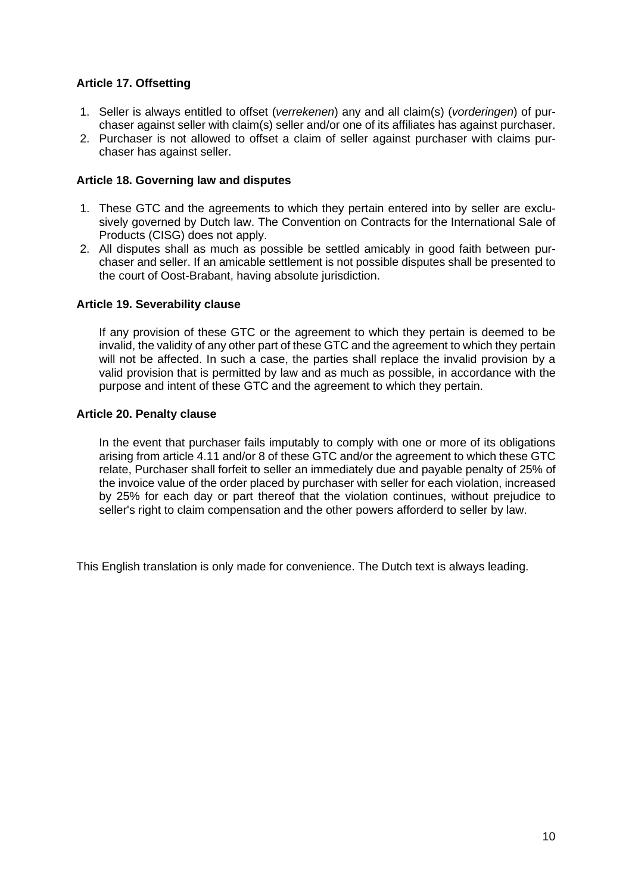### Article 17. Offsetting

1. Seller is always entitled to offset (*verrekenen*) any and all claim(s) (*vorderingen*) of purchaser against seller with claim(s) seller and/or one of its affiliates has against purchaser.
2. Purchaser is not allowed to offset a claim of seller against purchaser with claims purchaser has against seller.

### Article 18. Governing law and disputes

1. These GTC and the agreements to which they pertain entered into by seller are exclusively governed by Dutch law. The Convention on Contracts for the International Sale of Products (CISG) does not apply.
2. All disputes shall as much as possible be settled amicably in good faith between purchaser and seller. If an amicable settlement is not possible disputes shall be presented to the court of Oost-Brabant, having absolute jurisdiction.

### Article 19. Severability clause

If any provision of these GTC or the agreement to which they pertain is deemed to be invalid, the validity of any other part of these GTC and the agreement to which they pertain will not be affected. In such a case, the parties shall replace the invalid provision by a valid provision that is permitted by law and as much as possible, in accordance with the purpose and intent of these GTC and the agreement to which they pertain.

### Article 20. Penalty clause

In the event that purchaser fails imputably to comply with one or more of its obligations arising from article 4.11 and/or 8 of these GTC and/or the agreement to which these GTC relate, Purchaser shall forfeit to seller an immediately due and payable penalty of 25% of the invoice value of the order placed by purchaser with seller for each violation, increased by 25% for each day or part thereof that the violation continues, without prejudice to seller's right to claim compensation and the other powers afforderd to seller by law.

This English translation is only made for convenience. The Dutch text is always leading.